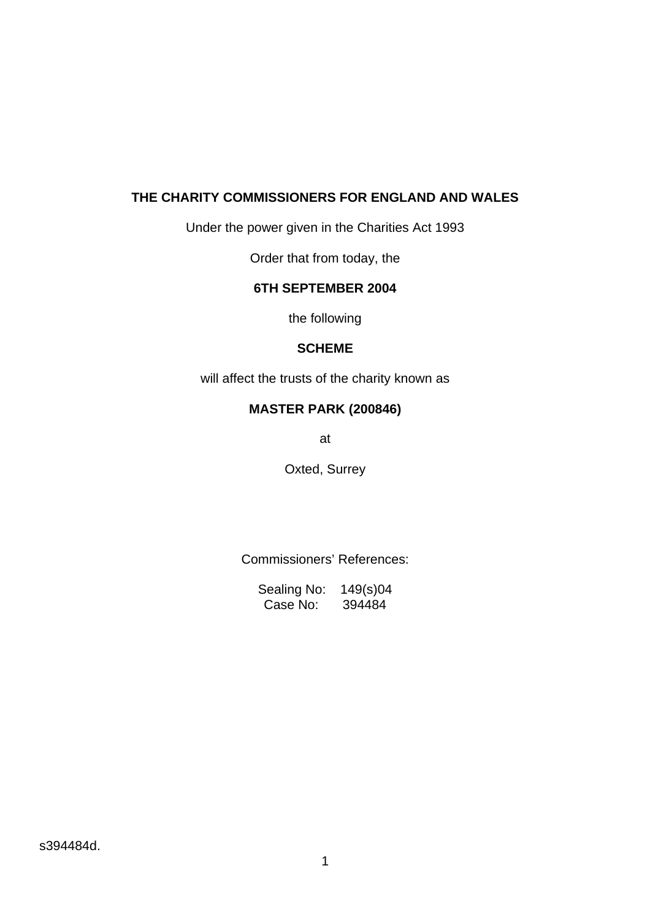**THE CHARITY COMMISSIONERS FOR ENGLAND AND WALES**

Under the power given in the Charities Act 1993

Order that from today, the

**6TH SEPTEMBER 2004**

the following

**SCHEME**

will affect the trusts of the charity known as

**MASTER PARK (200846)**

at

Oxted, Surrey

Commissioners' References:

Sealing No: 149(s)04
Case No: 394484

s394484d.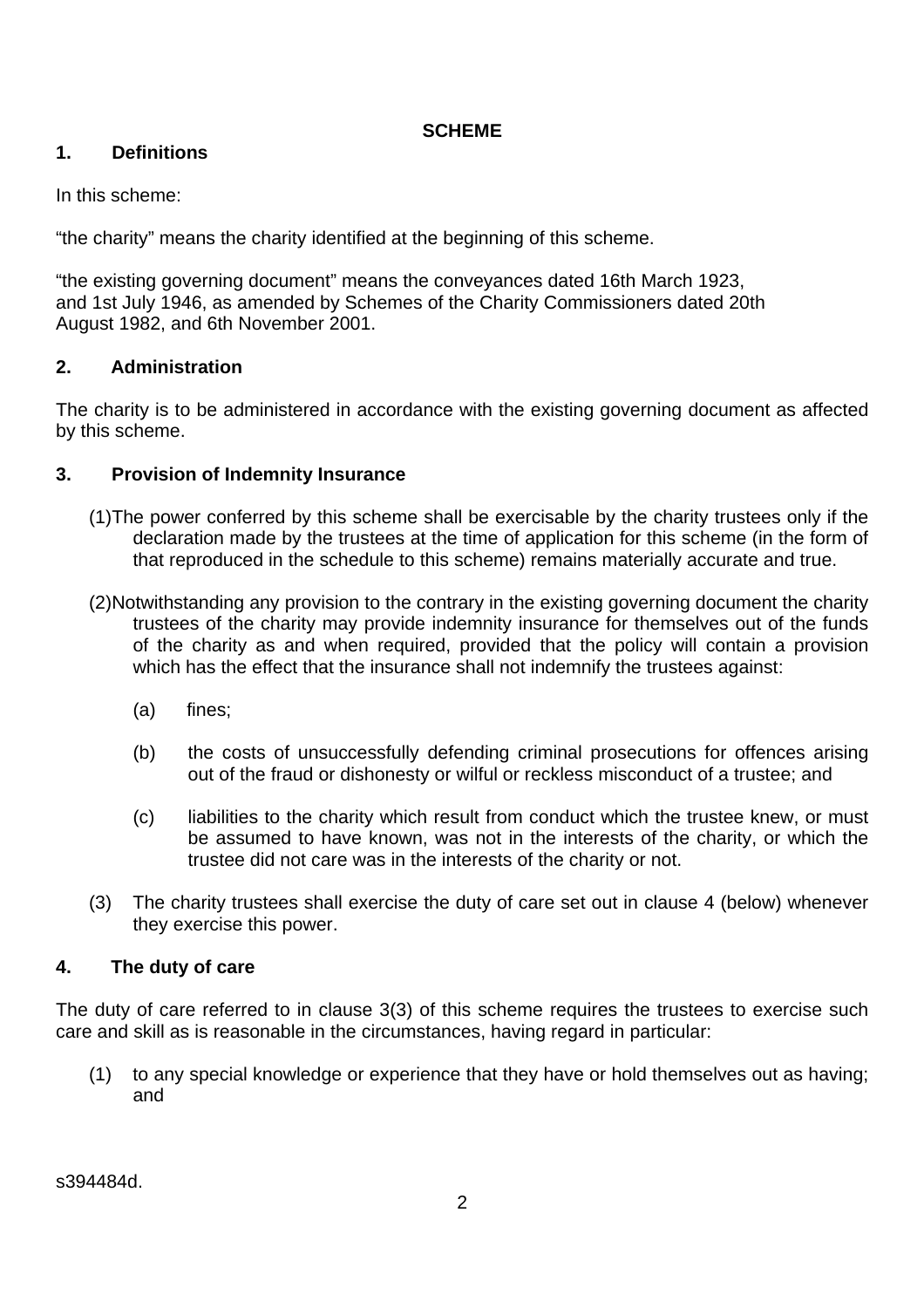**SCHEME**

## 1. Definitions

In this scheme:

"the charity" means the charity identified at the beginning of this scheme.

"the existing governing document" means the conveyances dated 16th March 1923, and 1st July 1946, as amended by Schemes of the Charity Commissioners dated 20th August 1982, and 6th November 2001.

## 2. Administration

The charity is to be administered in accordance with the existing governing document as affected by this scheme.

## 3. Provision of Indemnity Insurance

(1) The power conferred by this scheme shall be exercisable by the charity trustees only if the declaration made by the trustees at the time of application for this scheme (in the form of that reproduced in the schedule to this scheme) remains materially accurate and true.

(2) Notwithstanding any provision to the contrary in the existing governing document the charity trustees of the charity may provide indemnity insurance for themselves out of the funds of the charity as and when required, provided that the policy will contain a provision which has the effect that the insurance shall not indemnify the trustees against:

(a) fines;

(b) the costs of unsuccessfully defending criminal prosecutions for offences arising out of the fraud or dishonesty or wilful or reckless misconduct of a trustee; and

(c) liabilities to the charity which result from conduct which the trustee knew, or must be assumed to have known, was not in the interests of the charity, or which the trustee did not care was in the interests of the charity or not.

(3) The charity trustees shall exercise the duty of care set out in clause 4 (below) whenever they exercise this power.

## 4. The duty of care

The duty of care referred to in clause 3(3) of this scheme requires the trustees to exercise such care and skill as is reasonable in the circumstances, having regard in particular:

(1) to any special knowledge or experience that they have or hold themselves out as having; and

s394484d.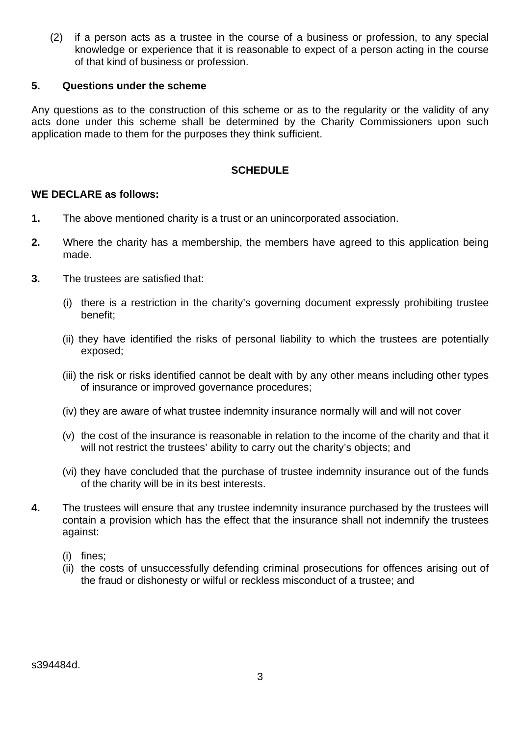(2) if a person acts as a trustee in the course of a business or profession, to any special knowledge or experience that it is reasonable to expect of a person acting in the course of that kind of business or profession.

**5. Questions under the scheme**

Any questions as to the construction of this scheme or as to the regularity or the validity of any acts done under this scheme shall be determined by the Charity Commissioners upon such application made to them for the purposes they think sufficient.

## SCHEDULE

**WE DECLARE as follows:**

**1.** The above mentioned charity is a trust or an unincorporated association.

**2.** Where the charity has a membership, the members have agreed to this application being made.

**3.** The trustees are satisfied that:

(i) there is a restriction in the charity's governing document expressly prohibiting trustee benefit;

(ii) they have identified the risks of personal liability to which the trustees are potentially exposed;

(iii) the risk or risks identified cannot be dealt with by any other means including other types of insurance or improved governance procedures;

(iv) they are aware of what trustee indemnity insurance normally will and will not cover

(v) the cost of the insurance is reasonable in relation to the income of the charity and that it will not restrict the trustees' ability to carry out the charity's objects; and

(vi) they have concluded that the purchase of trustee indemnity insurance out of the funds of the charity will be in its best interests.

**4.** The trustees will ensure that any trustee indemnity insurance purchased by the trustees will contain a provision which has the effect that the insurance shall not indemnify the trustees against:

(i) fines;
(ii) the costs of unsuccessfully defending criminal prosecutions for offences arising out of the fraud or dishonesty or wilful or reckless misconduct of a trustee; and

s394484d.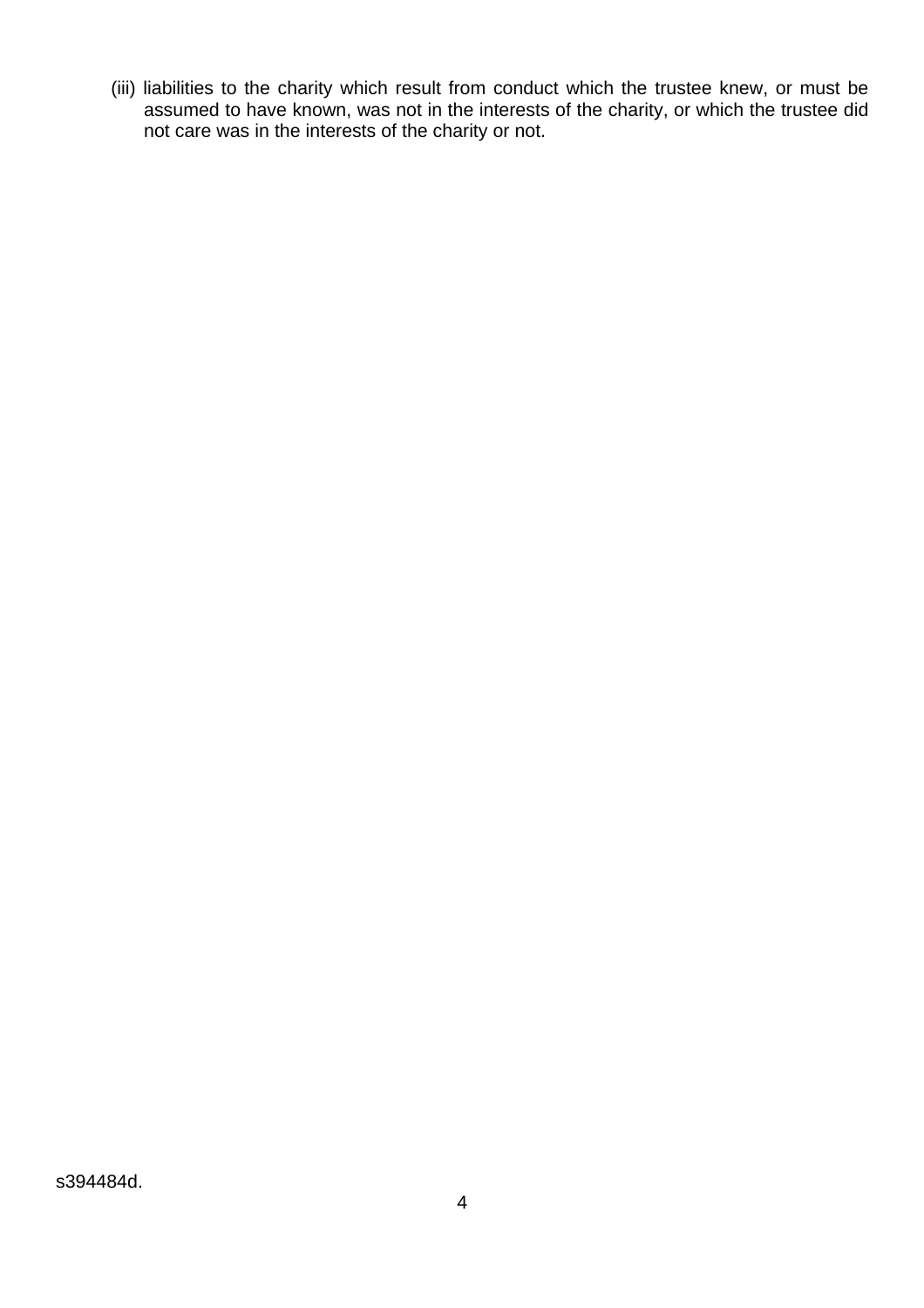(iii) liabilities to the charity which result from conduct which the trustee knew, or must be assumed to have known, was not in the interests of the charity, or which the trustee did not care was in the interests of the charity or not.

s394484d.